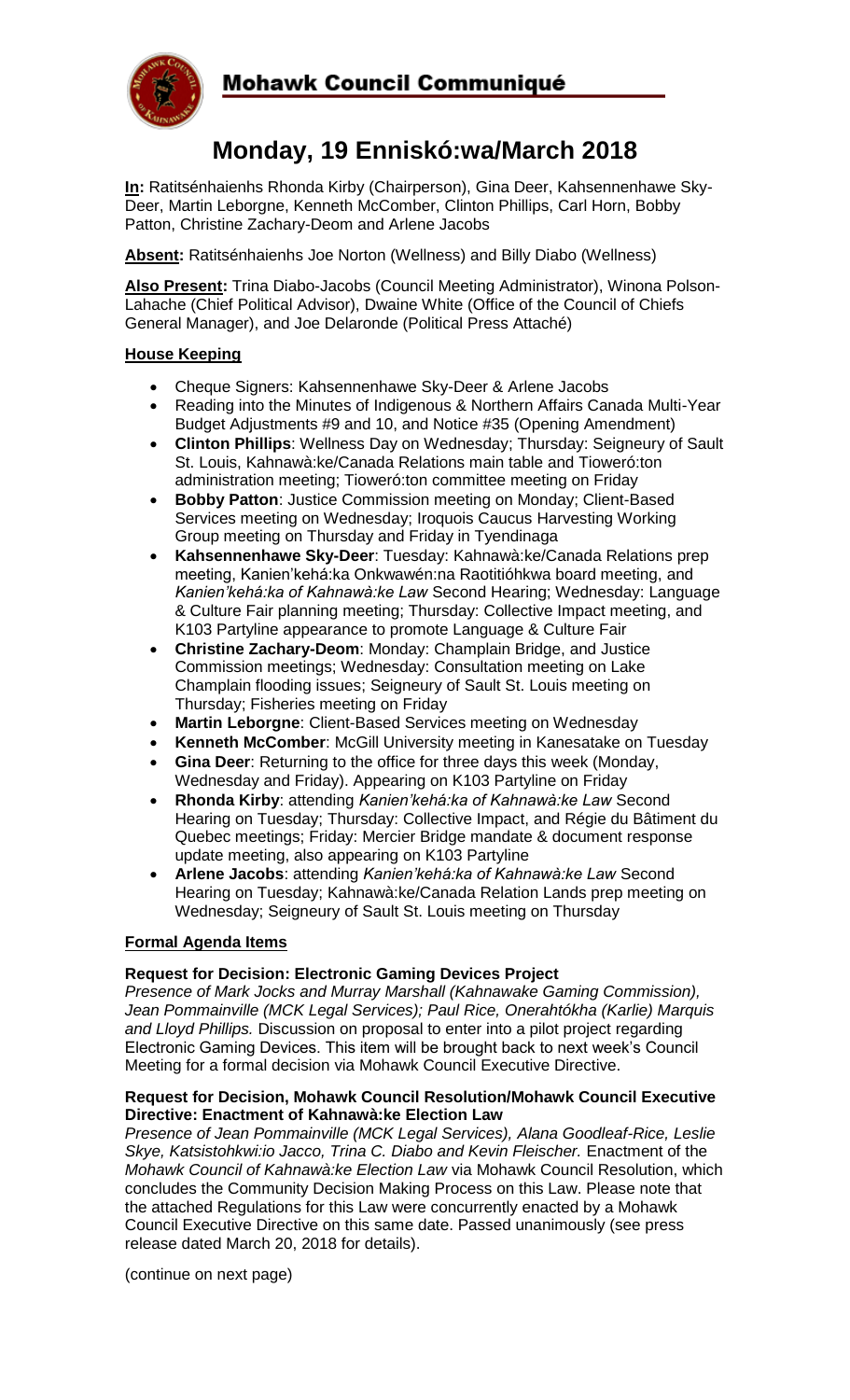Mohawk Council Communiqué

# Monday, 19 Enniskó:wa/March 2018

**In:** Ratitsénhaienhs Rhonda Kirby (Chairperson), Gina Deer, Kahsennenhawe Sky-Deer, Martin Leborgne, Kenneth McComber, Clinton Phillips, Carl Horn, Bobby Patton, Christine Zachary-Deom and Arlene Jacobs

**Absent:** Ratitsénhaienhs Joe Norton (Wellness) and Billy Diabo (Wellness)

**Also Present:** Trina Diabo-Jacobs (Council Meeting Administrator), Winona Polson-Lahache (Chief Political Advisor), Dwaine White (Office of the Council of Chiefs General Manager), and Joe Delaronde (Political Press Attaché)

## House Keeping

- Cheque Signers: Kahsennenhawe Sky-Deer & Arlene Jacobs
- Reading into the Minutes of Indigenous & Northern Affairs Canada Multi-Year Budget Adjustments #9 and 10, and Notice #35 (Opening Amendment)
- **Clinton Phillips**: Wellness Day on Wednesday; Thursday: Seigneury of Sault St. Louis, Kahnawà:ke/Canada Relations main table and Tioweró:ton administration meeting; Tioweró:ton committee meeting on Friday
- **Bobby Patton**: Justice Commission meeting on Monday; Client-Based Services meeting on Wednesday; Iroquois Caucus Harvesting Working Group meeting on Thursday and Friday in Tyendinaga
- **Kahsennenhawe Sky-Deer**: Tuesday: Kahnawà:ke/Canada Relations prep meeting, Kanien'kehá:ka Onkwawén:na Raotitióhkwa board meeting, and *Kanien'kehá:ka of Kahnawà:ke Law* Second Hearing; Wednesday: Language & Culture Fair planning meeting; Thursday: Collective Impact meeting, and K103 Partyline appearance to promote Language & Culture Fair
- **Christine Zachary-Deom**: Monday: Champlain Bridge, and Justice Commission meetings; Wednesday: Consultation meeting on Lake Champlain flooding issues; Seigneury of Sault St. Louis meeting on Thursday; Fisheries meeting on Friday
- **Martin Leborgne**: Client-Based Services meeting on Wednesday
- **Kenneth McComber**: McGill University meeting in Kanesatake on Tuesday
- **Gina Deer**: Returning to the office for three days this week (Monday, Wednesday and Friday). Appearing on K103 Partyline on Friday
- **Rhonda Kirby**: attending *Kanien'kehá:ka of Kahnawà:ke Law* Second Hearing on Tuesday; Thursday: Collective Impact, and Régie du Bâtiment du Quebec meetings; Friday: Mercier Bridge mandate & document response update meeting, also appearing on K103 Partyline
- **Arlene Jacobs**: attending *Kanien'kehá:ka of Kahnawà:ke Law* Second Hearing on Tuesday; Kahnawà:ke/Canada Relation Lands prep meeting on Wednesday; Seigneury of Sault St. Louis meeting on Thursday

## Formal Agenda Items

**Request for Decision: Electronic Gaming Devices Project**
*Presence of Mark Jocks and Murray Marshall (Kahnawake Gaming Commission), Jean Pommainville (MCK Legal Services); Paul Rice, Onerahtókha (Karlie) Marquis and Lloyd Phillips.* Discussion on proposal to enter into a pilot project regarding Electronic Gaming Devices. This item will be brought back to next week's Council Meeting for a formal decision via Mohawk Council Executive Directive.

**Request for Decision, Mohawk Council Resolution/Mohawk Council Executive Directive: Enactment of Kahnawà:ke Election Law**
*Presence of Jean Pommainville (MCK Legal Services), Alana Goodleaf-Rice, Leslie Skye, Katsistohkwi:io Jacco, Trina C. Diabo and Kevin Fleischer.* Enactment of the *Mohawk Council of Kahnawà:ke Election Law* via Mohawk Council Resolution, which concludes the Community Decision Making Process on this Law. Please note that the attached Regulations for this Law were concurrently enacted by a Mohawk Council Executive Directive on this same date. Passed unanimously (see press release dated March 20, 2018 for details).

(continue on next page)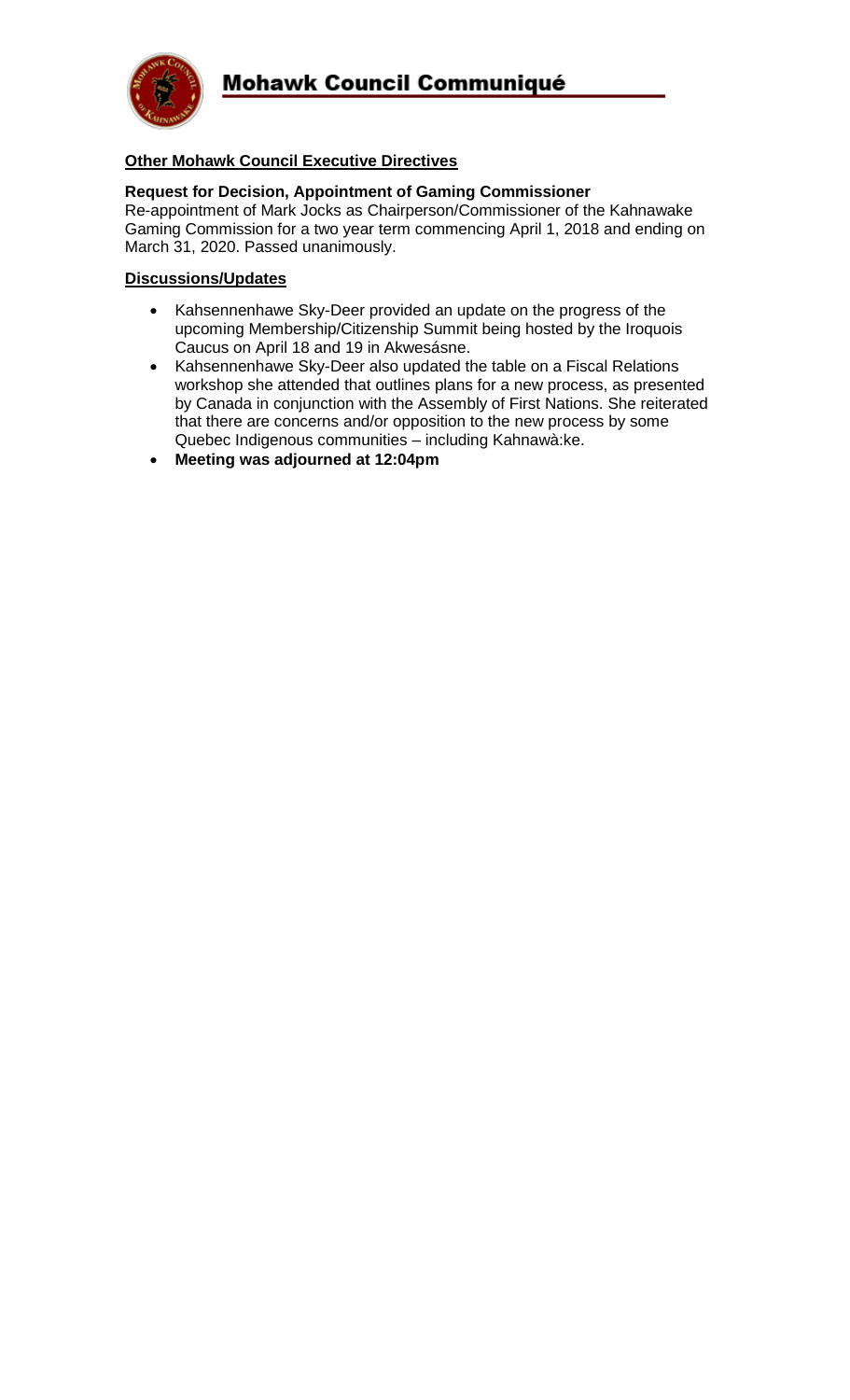**Other Mohawk Council Executive Directives**

**Request for Decision, Appointment of Gaming Commissioner**

Re-appointment of Mark Jocks as Chairperson/Commissioner of the Kahnawake Gaming Commission for a two year term commencing April 1, 2018 and ending on March 31, 2020. Passed unanimously.

**Discussions/Updates**

- Kahsennenhawe Sky-Deer provided an update on the progress of the upcoming Membership/Citizenship Summit being hosted by the Iroquois Caucus on April 18 and 19 in Akwesásne.
- Kahsennenhawe Sky-Deer also updated the table on a Fiscal Relations workshop she attended that outlines plans for a new process, as presented by Canada in conjunction with the Assembly of First Nations. She reiterated that there are concerns and/or opposition to the new process by some Quebec Indigenous communities – including Kahnawà:ke.
- **Meeting was adjourned at 12:04pm**